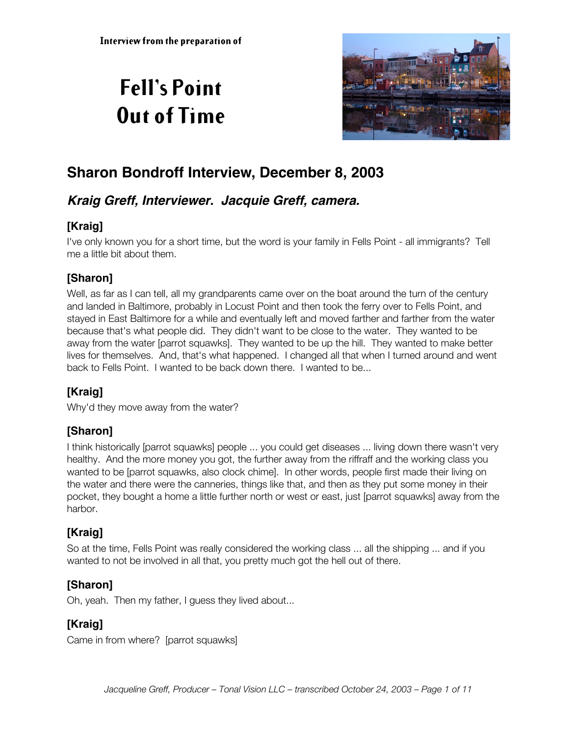Interview from the preparation of

# Fell's Point Out of Time

## Sharon Bondroff Interview, December 8, 2003

### *Kraig Greff, Interviewer. Jacquie Greff, camera.*

### [Kraig]

I've only known you for a short time, but the word is your family in Fells Point - all immigrants? Tell me a little bit about them.

### [Sharon]

Well, as far as I can tell, all my grandparents came over on the boat around the turn of the century and landed in Baltimore, probably in Locust Point and then took the ferry over to Fells Point, and stayed in East Baltimore for a while and eventually left and moved farther and farther from the water because that's what people did. They didn't want to be close to the water. They wanted to be away from the water [parrot squawks]. They wanted to be up the hill. They wanted to make better lives for themselves. And, that's what happened. I changed all that when I turned around and went back to Fells Point. I wanted to be back down there. I wanted to be...

### [Kraig]

Why'd they move away from the water?

### [Sharon]

I think historically [parrot squawks] people ... you could get diseases ... living down there wasn't very healthy. And the more money you got, the further away from the riffraff and the working class you wanted to be [parrot squawks, also clock chime]. In other words, people first made their living on the water and there were the canneries, things like that, and then as they put some money in their pocket, they bought a home a little further north or west or east, just [parrot squawks] away from the harbor.

### [Kraig]

So at the time, Fells Point was really considered the working class ... all the shipping ... and if you wanted to not be involved in all that, you pretty much got the hell out of there.

### [Sharon]

Oh, yeah. Then my father, I guess they lived about...

### [Kraig]

Came in from where? [parrot squawks]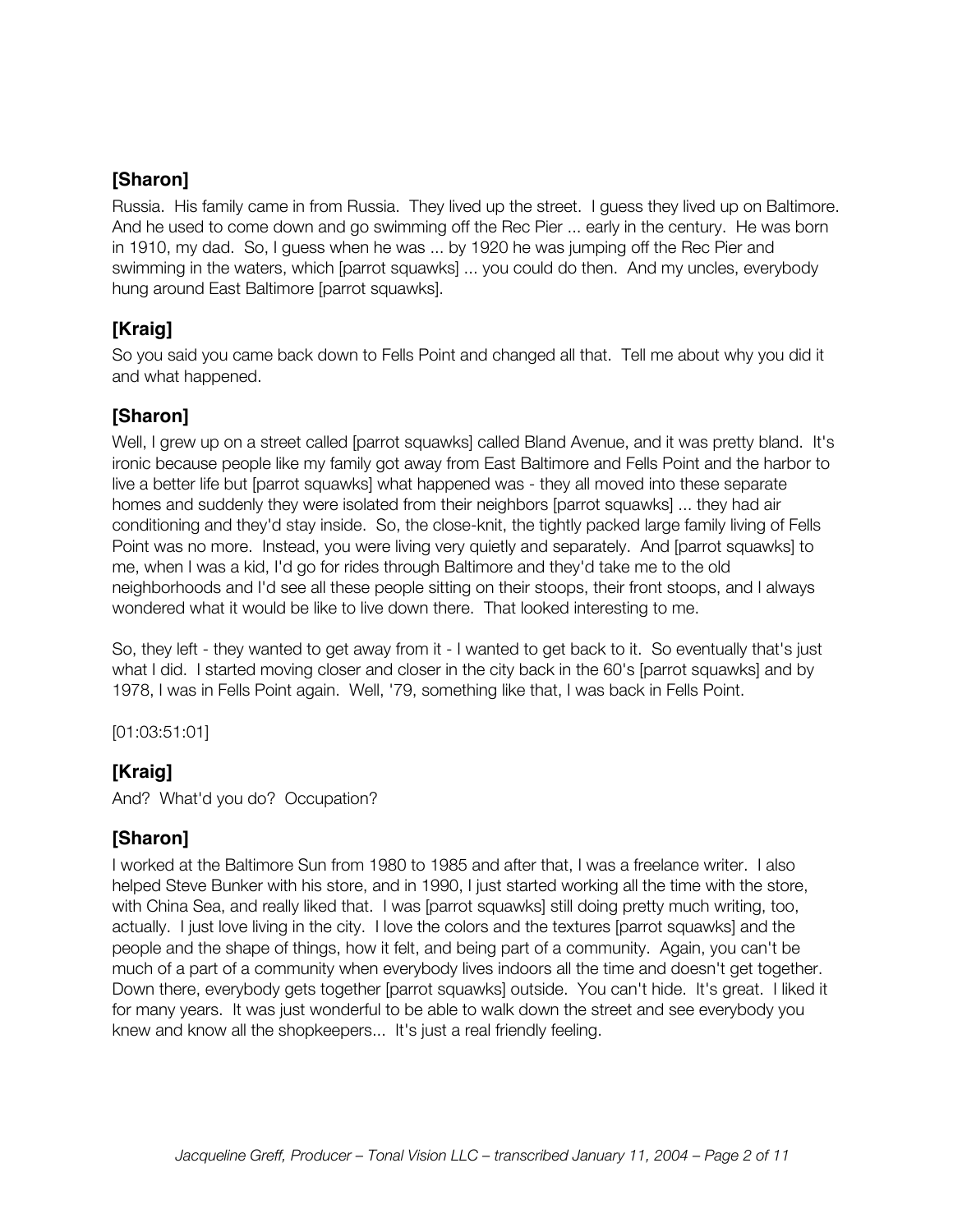## [Sharon]

Russia. His family came in from Russia. They lived up the street. I guess they lived up on Baltimore. And he used to come down and go swimming off the Rec Pier ... early in the century. He was born in 1910, my dad. So, I guess when he was ... by 1920 he was jumping off the Rec Pier and swimming in the waters, which [parrot squawks] ... you could do then. And my uncles, everybody hung around East Baltimore [parrot squawks].

## [Kraig]

So you said you came back down to Fells Point and changed all that. Tell me about why you did it and what happened.

## [Sharon]

Well, I grew up on a street called [parrot squawks] called Bland Avenue, and it was pretty bland. It's ironic because people like my family got away from East Baltimore and Fells Point and the harbor to live a better life but [parrot squawks] what happened was - they all moved into these separate homes and suddenly they were isolated from their neighbors [parrot squawks] ... they had air conditioning and they'd stay inside. So, the close-knit, the tightly packed large family living of Fells Point was no more. Instead, you were living very quietly and separately. And [parrot squawks] to me, when I was a kid, I'd go for rides through Baltimore and they'd take me to the old neighborhoods and I'd see all these people sitting on their stoops, their front stoops, and I always wondered what it would be like to live down there. That looked interesting to me.

So, they left - they wanted to get away from it - I wanted to get back to it. So eventually that's just what I did. I started moving closer and closer in the city back in the 60's [parrot squawks] and by 1978, I was in Fells Point again. Well, '79, something like that, I was back in Fells Point.

[01:03:51:01]

## [Kraig]

And? What'd you do? Occupation?

## [Sharon]

I worked at the Baltimore Sun from 1980 to 1985 and after that, I was a freelance writer. I also helped Steve Bunker with his store, and in 1990, I just started working all the time with the store, with China Sea, and really liked that. I was [parrot squawks] still doing pretty much writing, too, actually. I just love living in the city. I love the colors and the textures [parrot squawks] and the people and the shape of things, how it felt, and being part of a community. Again, you can't be much of a part of a community when everybody lives indoors all the time and doesn't get together. Down there, everybody gets together [parrot squawks] outside. You can't hide. It's great. I liked it for many years. It was just wonderful to be able to walk down the street and see everybody you knew and know all the shopkeepers... It's just a real friendly feeling.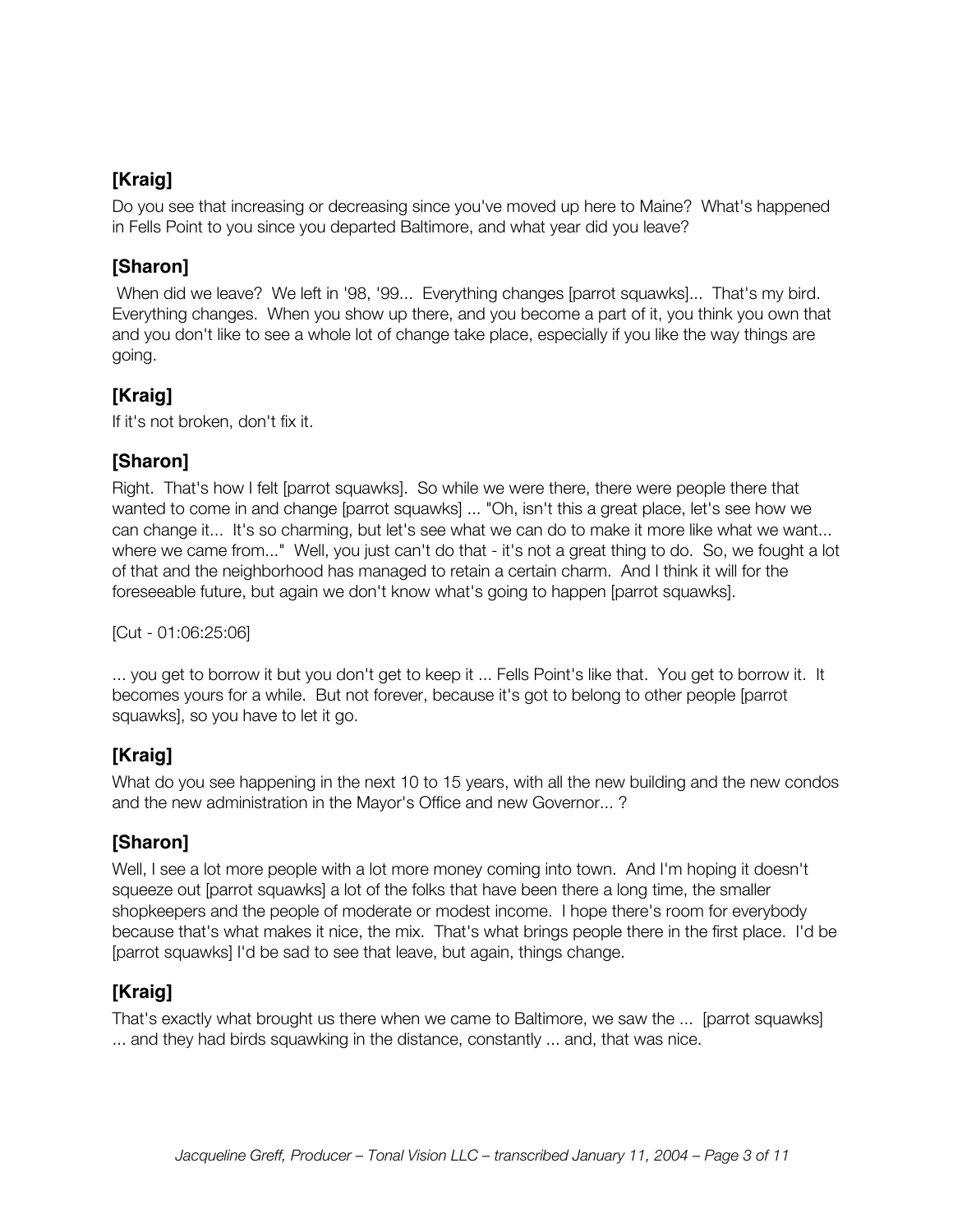**[Kraig]**

Do you see that increasing or decreasing since you've moved up here to Maine? What's happened in Fells Point to you since you departed Baltimore, and what year did you leave?

**[Sharon]**

When did we leave? We left in '98, '99... Everything changes [parrot squawks]... That's my bird. Everything changes. When you show up there, and you become a part of it, you think you own that and you don't like to see a whole lot of change take place, especially if you like the way things are going.

**[Kraig]**

If it's not broken, don't fix it.

**[Sharon]**

Right. That's how I felt [parrot squawks]. So while we were there, there were people there that wanted to come in and change [parrot squawks] ... "Oh, isn't this a great place, let's see how we can change it... It's so charming, but let's see what we can do to make it more like what we want... where we came from..." Well, you just can't do that - it's not a great thing to do. So, we fought a lot of that and the neighborhood has managed to retain a certain charm. And I think it will for the foreseeable future, but again we don't know what's going to happen [parrot squawks].

[Cut - 01:06:25:06]

... you get to borrow it but you don't get to keep it ... Fells Point's like that. You get to borrow it. It becomes yours for a while. But not forever, because it's got to belong to other people [parrot squawks], so you have to let it go.

**[Kraig]**

What do you see happening in the next 10 to 15 years, with all the new building and the new condos and the new administration in the Mayor's Office and new Governor... ?

**[Sharon]**

Well, I see a lot more people with a lot more money coming into town. And I'm hoping it doesn't squeeze out [parrot squawks] a lot of the folks that have been there a long time, the smaller shopkeepers and the people of moderate or modest income. I hope there's room for everybody because that's what makes it nice, the mix. That's what brings people there in the first place. I'd be [parrot squawks] I'd be sad to see that leave, but again, things change.

**[Kraig]**

That's exactly what brought us there when we came to Baltimore, we saw the ... [parrot squawks] ... and they had birds squawking in the distance, constantly ... and, that was nice.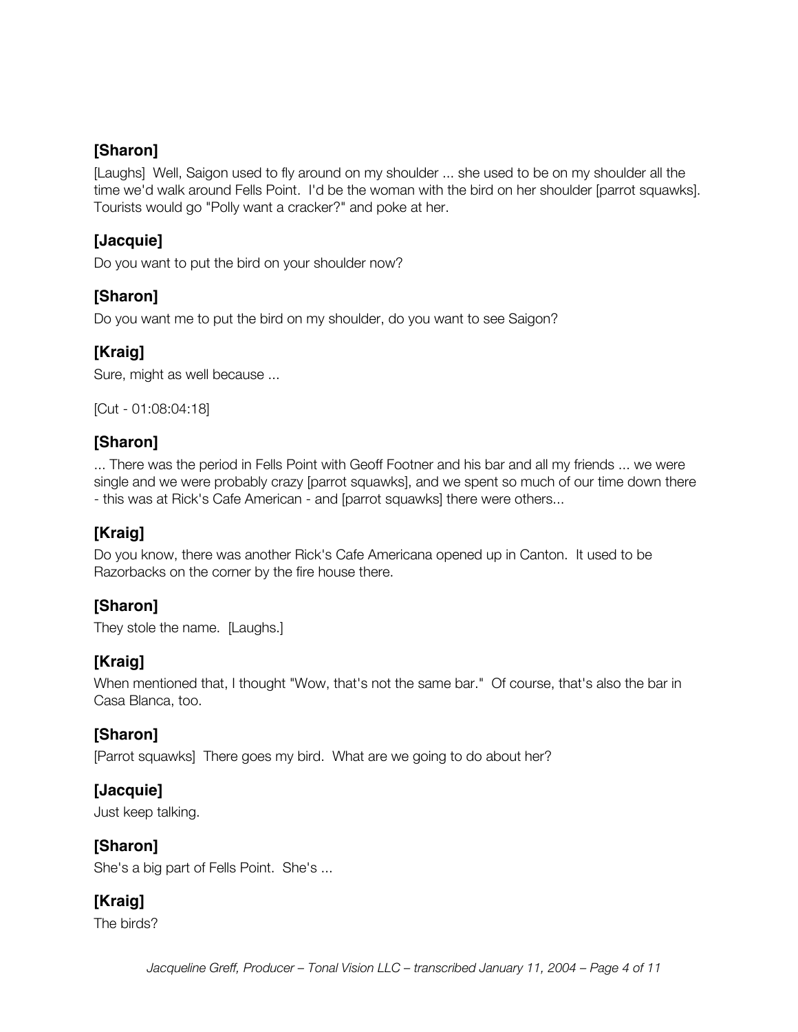### [Sharon]

[Laughs] Well, Saigon used to fly around on my shoulder ... she used to be on my shoulder all the time we'd walk around Fells Point. I'd be the woman with the bird on her shoulder [parrot squawks]. Tourists would go "Polly want a cracker?" and poke at her.

### [Jacquie]

Do you want to put the bird on your shoulder now?

### [Sharon]

Do you want me to put the bird on my shoulder, do you want to see Saigon?

### [Kraig]

Sure, might as well because ...

[Cut - 01:08:04:18]

### [Sharon]

... There was the period in Fells Point with Geoff Footner and his bar and all my friends ... we were single and we were probably crazy [parrot squawks], and we spent so much of our time down there - this was at Rick's Cafe American - and [parrot squawks] there were others...

### [Kraig]

Do you know, there was another Rick's Cafe Americana opened up in Canton. It used to be Razorbacks on the corner by the fire house there.

### [Sharon]

They stole the name. [Laughs.]

### [Kraig]

When mentioned that, I thought "Wow, that's not the same bar." Of course, that's also the bar in Casa Blanca, too.

### [Sharon]

[Parrot squawks] There goes my bird. What are we going to do about her?

### [Jacquie]

Just keep talking.

### [Sharon]

She's a big part of Fells Point. She's ...

### [Kraig]

The birds?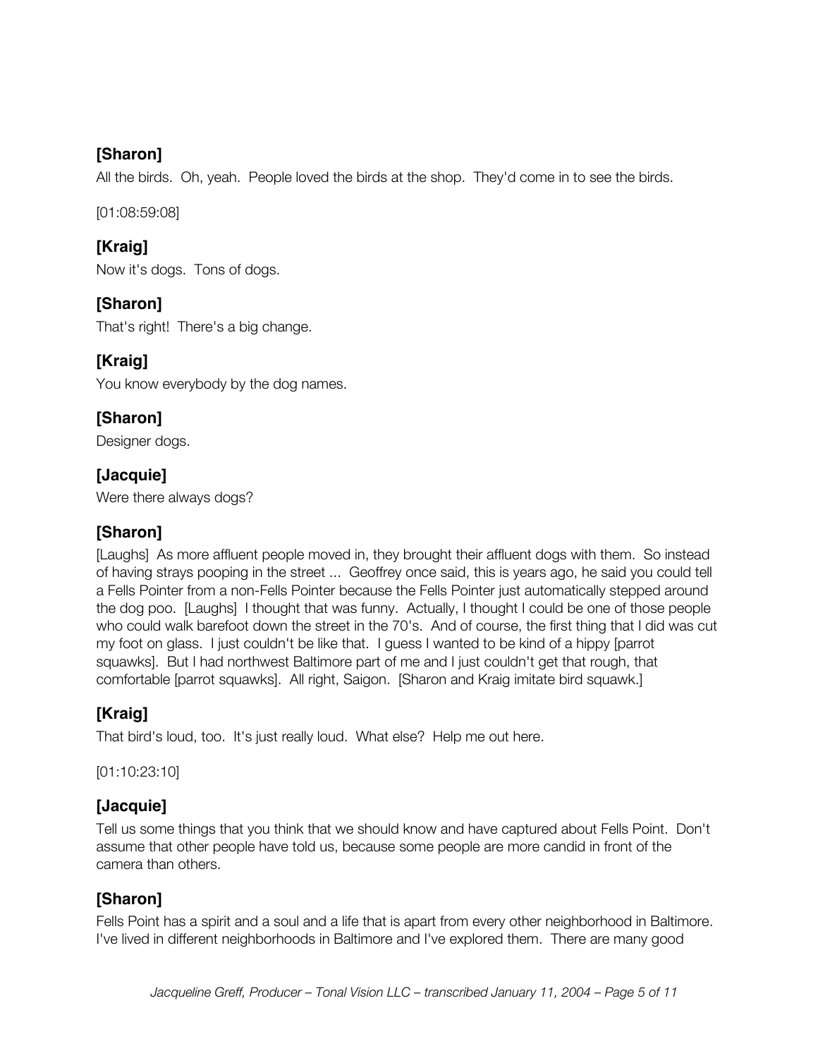### [Sharon]

All the birds. Oh, yeah. People loved the birds at the shop. They'd come in to see the birds.

[01:08:59:08]

### [Kraig]

Now it's dogs. Tons of dogs.

### [Sharon]

That's right! There's a big change.

### [Kraig]

You know everybody by the dog names.

### [Sharon]

Designer dogs.

### [Jacquie]

Were there always dogs?

### [Sharon]

[Laughs] As more affluent people moved in, they brought their affluent dogs with them. So instead of having strays pooping in the street ... Geoffrey once said, this is years ago, he said you could tell a Fells Pointer from a non-Fells Pointer because the Fells Pointer just automatically stepped around the dog poo. [Laughs] I thought that was funny. Actually, I thought I could be one of those people who could walk barefoot down the street in the 70's. And of course, the first thing that I did was cut my foot on glass. I just couldn't be like that. I guess I wanted to be kind of a hippy [parrot squawks]. But I had northwest Baltimore part of me and I just couldn't get that rough, that comfortable [parrot squawks]. All right, Saigon. [Sharon and Kraig imitate bird squawk.]

### [Kraig]

That bird's loud, too. It's just really loud. What else? Help me out here.

[01:10:23:10]

### [Jacquie]

Tell us some things that you think that we should know and have captured about Fells Point. Don't assume that other people have told us, because some people are more candid in front of the camera than others.

### [Sharon]

Fells Point has a spirit and a soul and a life that is apart from every other neighborhood in Baltimore. I've lived in different neighborhoods in Baltimore and I've explored them. There are many good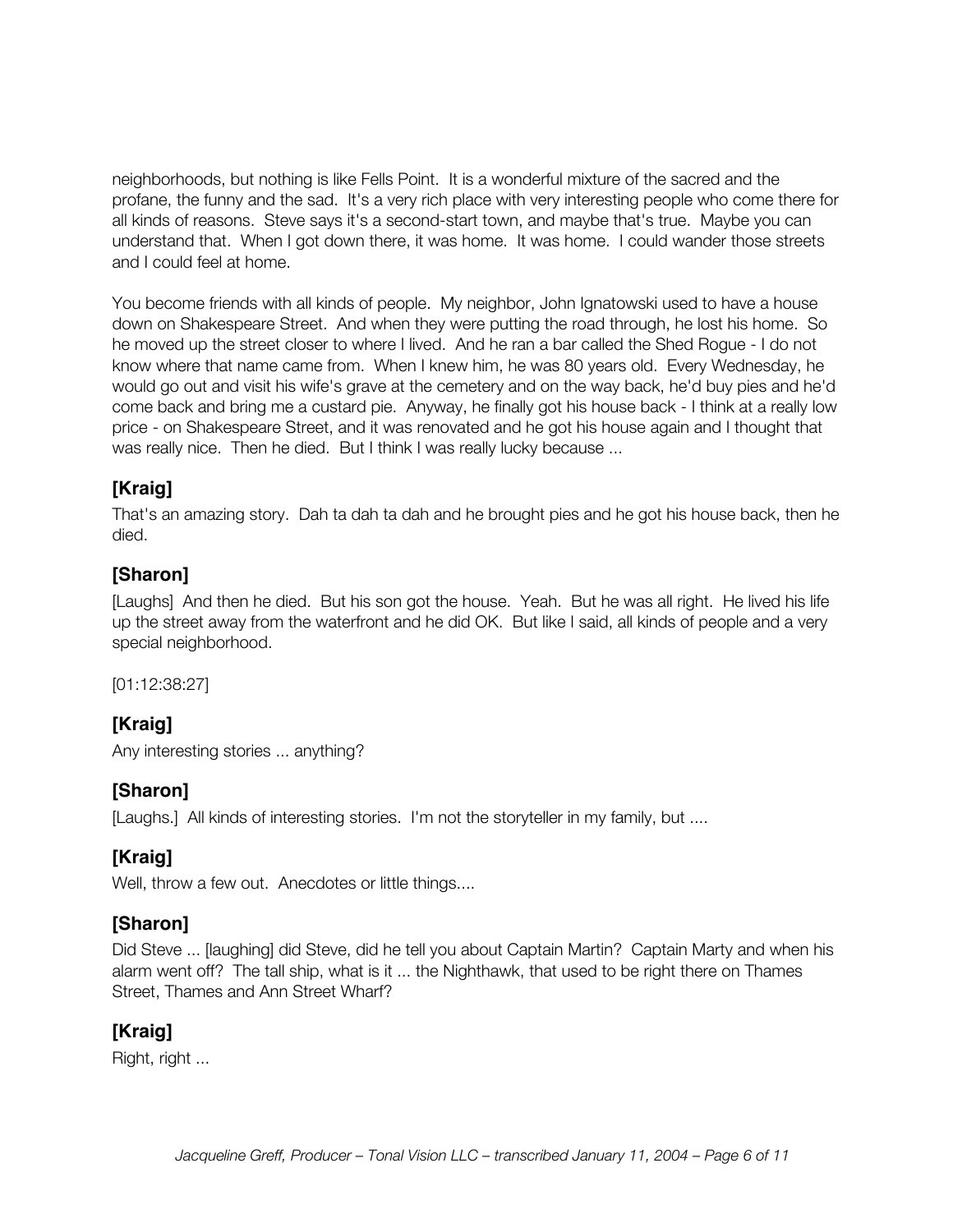neighborhoods, but nothing is like Fells Point. It is a wonderful mixture of the sacred and the profane, the funny and the sad. It's a very rich place with very interesting people who come there for all kinds of reasons. Steve says it's a second-start town, and maybe that's true. Maybe you can understand that. When I got down there, it was home. It was home. I could wander those streets and I could feel at home.

You become friends with all kinds of people. My neighbor, John Ignatowski used to have a house down on Shakespeare Street. And when they were putting the road through, he lost his home. So he moved up the street closer to where I lived. And he ran a bar called the Shed Rogue - I do not know where that name came from. When I knew him, he was 80 years old. Every Wednesday, he would go out and visit his wife's grave at the cemetery and on the way back, he'd buy pies and he'd come back and bring me a custard pie. Anyway, he finally got his house back - I think at a really low price - on Shakespeare Street, and it was renovated and he got his house again and I thought that was really nice. Then he died. But I think I was really lucky because ...

## [Kraig]

That's an amazing story. Dah ta dah ta dah and he brought pies and he got his house back, then he died.

## [Sharon]

[Laughs] And then he died. But his son got the house. Yeah. But he was all right. He lived his life up the street away from the waterfront and he did OK. But like I said, all kinds of people and a very special neighborhood.

[01:12:38:27]

## [Kraig]

Any interesting stories ... anything?

## [Sharon]

[Laughs.] All kinds of interesting stories. I'm not the storyteller in my family, but ....

## [Kraig]

Well, throw a few out. Anecdotes or little things....

## [Sharon]

Did Steve ... [laughing] did Steve, did he tell you about Captain Martin? Captain Marty and when his alarm went off? The tall ship, what is it ... the Nighthawk, that used to be right there on Thames Street, Thames and Ann Street Wharf?

## [Kraig]

Right, right ...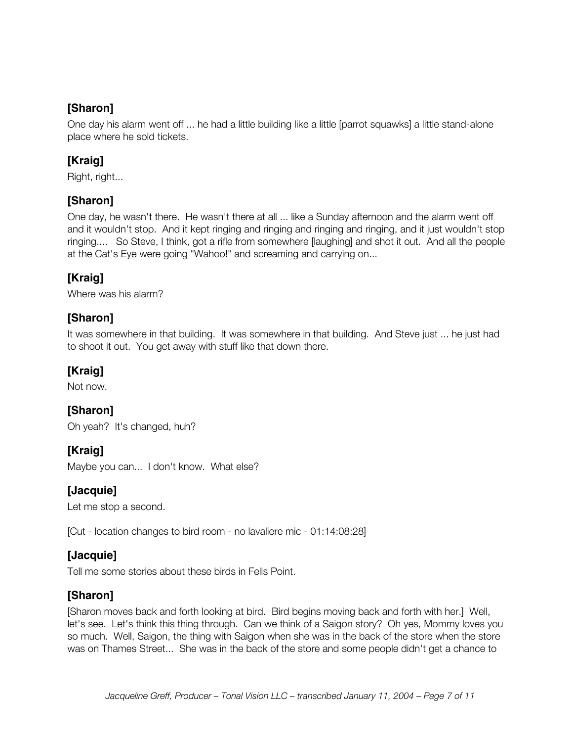### [Sharon]

One day his alarm went off ... he had a little building like a little [parrot squawks] a little stand-alone place where he sold tickets.

### [Kraig]

Right, right...

### [Sharon]

One day, he wasn't there. He wasn't there at all ... like a Sunday afternoon and the alarm went off and it wouldn't stop. And it kept ringing and ringing and ringing and ringing, and it just wouldn't stop ringing.... So Steve, I think, got a rifle from somewhere [laughing] and shot it out. And all the people at the Cat's Eye were going "Wahoo!" and screaming and carrying on...

### [Kraig]

Where was his alarm?

### [Sharon]

It was somewhere in that building. It was somewhere in that building. And Steve just ... he just had to shoot it out. You get away with stuff like that down there.

### [Kraig]

Not now.

### [Sharon]

Oh yeah? It's changed, huh?

### [Kraig]

Maybe you can... I don't know. What else?

### [Jacquie]

Let me stop a second.

[Cut - location changes to bird room - no lavaliere mic - 01:14:08:28]

### [Jacquie]

Tell me some stories about these birds in Fells Point.

### [Sharon]

[Sharon moves back and forth looking at bird. Bird begins moving back and forth with her.] Well, let's see. Let's think this thing through. Can we think of a Saigon story? Oh yes, Mommy loves you so much. Well, Saigon, the thing with Saigon when she was in the back of the store when the store was on Thames Street... She was in the back of the store and some people didn't get a chance to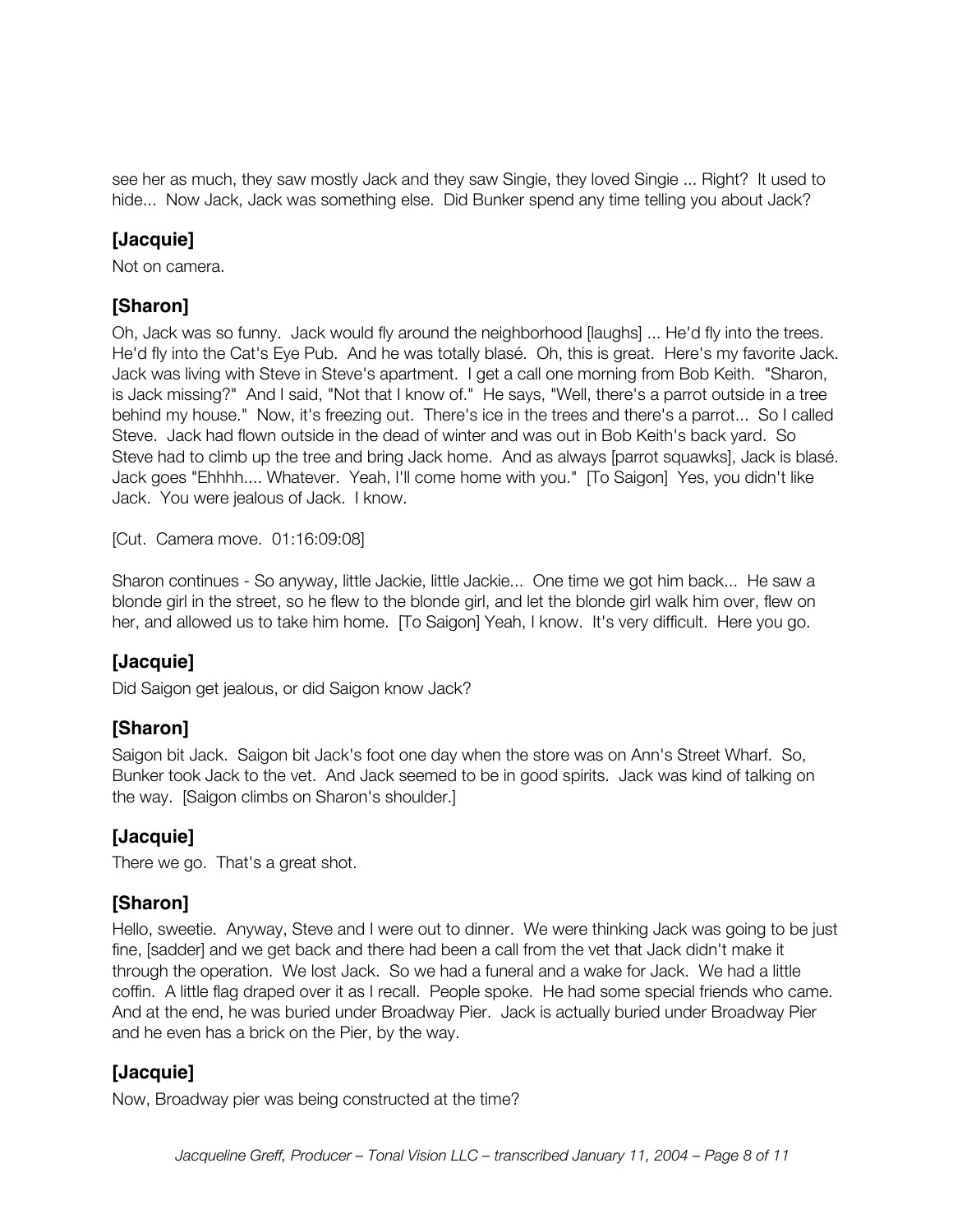see her as much, they saw mostly Jack and they saw Singie, they loved Singie ... Right? It used to hide... Now Jack, Jack was something else. Did Bunker spend any time telling you about Jack?

### [Jacquie]

Not on camera.

### [Sharon]

Oh, Jack was so funny. Jack would fly around the neighborhood [laughs] ... He'd fly into the trees. He'd fly into the Cat's Eye Pub. And he was totally blasé. Oh, this is great. Here's my favorite Jack. Jack was living with Steve in Steve's apartment. I get a call one morning from Bob Keith. "Sharon, is Jack missing?" And I said, "Not that I know of." He says, "Well, there's a parrot outside in a tree behind my house." Now, it's freezing out. There's ice in the trees and there's a parrot... So I called Steve. Jack had flown outside in the dead of winter and was out in Bob Keith's back yard. So Steve had to climb up the tree and bring Jack home. And as always [parrot squawks], Jack is blasé. Jack goes "Ehhhh.... Whatever. Yeah, I'll come home with you." [To Saigon] Yes, you didn't like Jack. You were jealous of Jack. I know.

[Cut. Camera move. 01:16:09:08]

Sharon continues - So anyway, little Jackie, little Jackie... One time we got him back... He saw a blonde girl in the street, so he flew to the blonde girl, and let the blonde girl walk him over, flew on her, and allowed us to take him home. [To Saigon] Yeah, I know. It's very difficult. Here you go.

### [Jacquie]

Did Saigon get jealous, or did Saigon know Jack?

### [Sharon]

Saigon bit Jack. Saigon bit Jack's foot one day when the store was on Ann's Street Wharf. So, Bunker took Jack to the vet. And Jack seemed to be in good spirits. Jack was kind of talking on the way. [Saigon climbs on Sharon's shoulder.]

### [Jacquie]

There we go. That's a great shot.

### [Sharon]

Hello, sweetie. Anyway, Steve and I were out to dinner. We were thinking Jack was going to be just fine, [sadder] and we get back and there had been a call from the vet that Jack didn't make it through the operation. We lost Jack. So we had a funeral and a wake for Jack. We had a little coffin. A little flag draped over it as I recall. People spoke. He had some special friends who came. And at the end, he was buried under Broadway Pier. Jack is actually buried under Broadway Pier and he even has a brick on the Pier, by the way.

### [Jacquie]

Now, Broadway pier was being constructed at the time?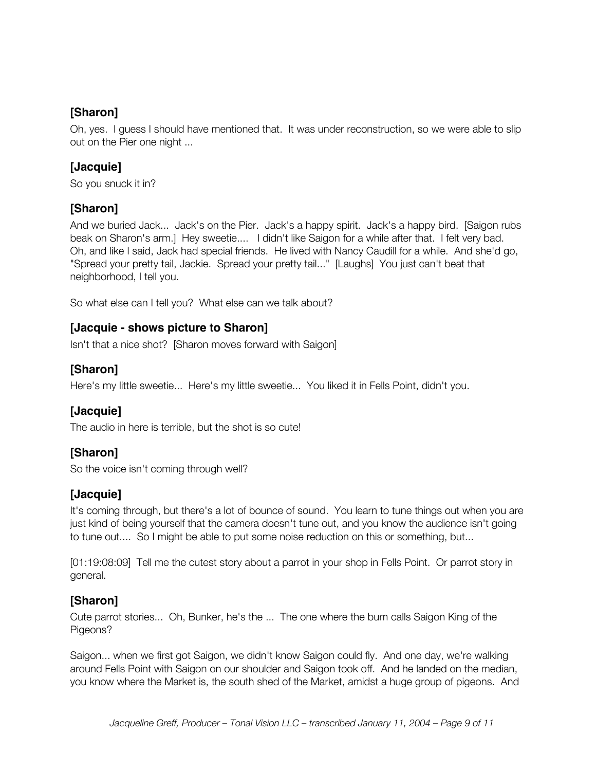### [Sharon]

Oh, yes. I guess I should have mentioned that. It was under reconstruction, so we were able to slip out on the Pier one night ...

### [Jacquie]

So you snuck it in?

### [Sharon]

And we buried Jack... Jack's on the Pier. Jack's a happy spirit. Jack's a happy bird. [Saigon rubs beak on Sharon's arm.] Hey sweetie.... I didn't like Saigon for a while after that. I felt very bad. Oh, and like I said, Jack had special friends. He lived with Nancy Caudill for a while. And she'd go, "Spread your pretty tail, Jackie. Spread your pretty tail..." [Laughs] You just can't beat that neighborhood, I tell you.

So what else can I tell you? What else can we talk about?

### [Jacquie - shows picture to Sharon]

Isn't that a nice shot? [Sharon moves forward with Saigon]

### [Sharon]

Here's my little sweetie... Here's my little sweetie... You liked it in Fells Point, didn't you.

### [Jacquie]

The audio in here is terrible, but the shot is so cute!

### [Sharon]

So the voice isn't coming through well?

### [Jacquie]

It's coming through, but there's a lot of bounce of sound. You learn to tune things out when you are just kind of being yourself that the camera doesn't tune out, and you know the audience isn't going to tune out.... So I might be able to put some noise reduction on this or something, but...

[01:19:08:09] Tell me the cutest story about a parrot in your shop in Fells Point. Or parrot story in general.

### [Sharon]

Cute parrot stories... Oh, Bunker, he's the ... The one where the bum calls Saigon King of the Pigeons?

Saigon... when we first got Saigon, we didn't know Saigon could fly. And one day, we're walking around Fells Point with Saigon on our shoulder and Saigon took off. And he landed on the median, you know where the Market is, the south shed of the Market, amidst a huge group of pigeons. And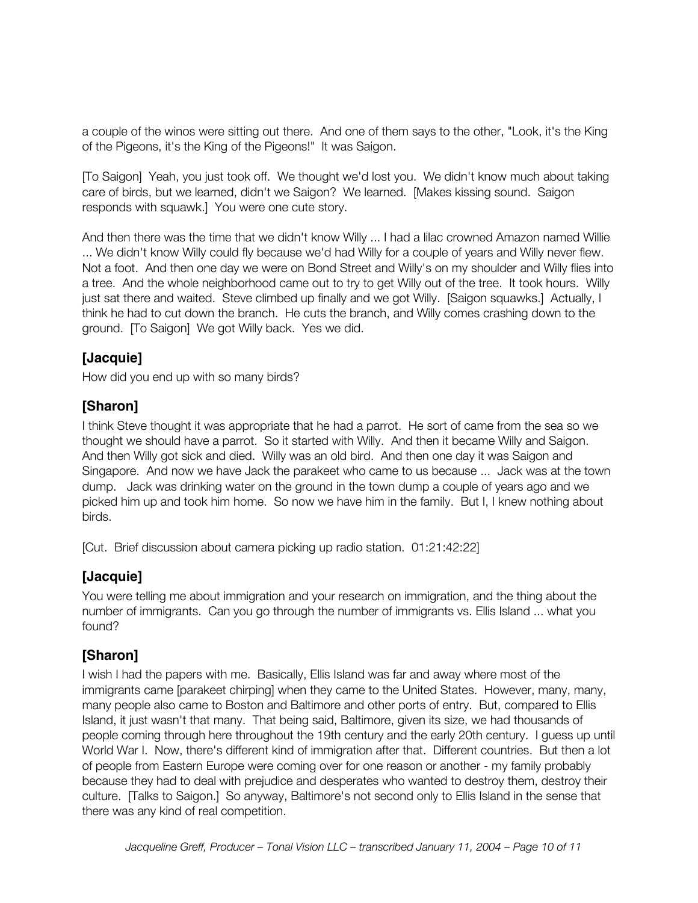a couple of the winos were sitting out there. And one of them says to the other, "Look, it's the King of the Pigeons, it's the King of the Pigeons!" It was Saigon.

[To Saigon] Yeah, you just took off. We thought we'd lost you. We didn't know much about taking care of birds, but we learned, didn't we Saigon? We learned. [Makes kissing sound. Saigon responds with squawk.] You were one cute story.

And then there was the time that we didn't know Willy ... I had a lilac crowned Amazon named Willie ... We didn't know Willy could fly because we'd had Willy for a couple of years and Willy never flew. Not a foot. And then one day we were on Bond Street and Willy's on my shoulder and Willy flies into a tree. And the whole neighborhood came out to try to get Willy out of the tree. It took hours. Willy just sat there and waited. Steve climbed up finally and we got Willy. [Saigon squawks.] Actually, I think he had to cut down the branch. He cuts the branch, and Willy comes crashing down to the ground. [To Saigon] We got Willy back. Yes we did.

## [Jacquie]

How did you end up with so many birds?

## [Sharon]

I think Steve thought it was appropriate that he had a parrot. He sort of came from the sea so we thought we should have a parrot. So it started with Willy. And then it became Willy and Saigon. And then Willy got sick and died. Willy was an old bird. And then one day it was Saigon and Singapore. And now we have Jack the parakeet who came to us because ... Jack was at the town dump. Jack was drinking water on the ground in the town dump a couple of years ago and we picked him up and took him home. So now we have him in the family. But I, I knew nothing about birds.

[Cut. Brief discussion about camera picking up radio station. 01:21:42:22]

## [Jacquie]

You were telling me about immigration and your research on immigration, and the thing about the number of immigrants. Can you go through the number of immigrants vs. Ellis Island ... what you found?

## [Sharon]

I wish I had the papers with me. Basically, Ellis Island was far and away where most of the immigrants came [parakeet chirping] when they came to the United States. However, many, many, many people also came to Boston and Baltimore and other ports of entry. But, compared to Ellis Island, it just wasn't that many. That being said, Baltimore, given its size, we had thousands of people coming through here throughout the 19th century and the early 20th century. I guess up until World War I. Now, there's different kind of immigration after that. Different countries. But then a lot of people from Eastern Europe were coming over for one reason or another - my family probably because they had to deal with prejudice and desperates who wanted to destroy them, destroy their culture. [Talks to Saigon.] So anyway, Baltimore's not second only to Ellis Island in the sense that there was any kind of real competition.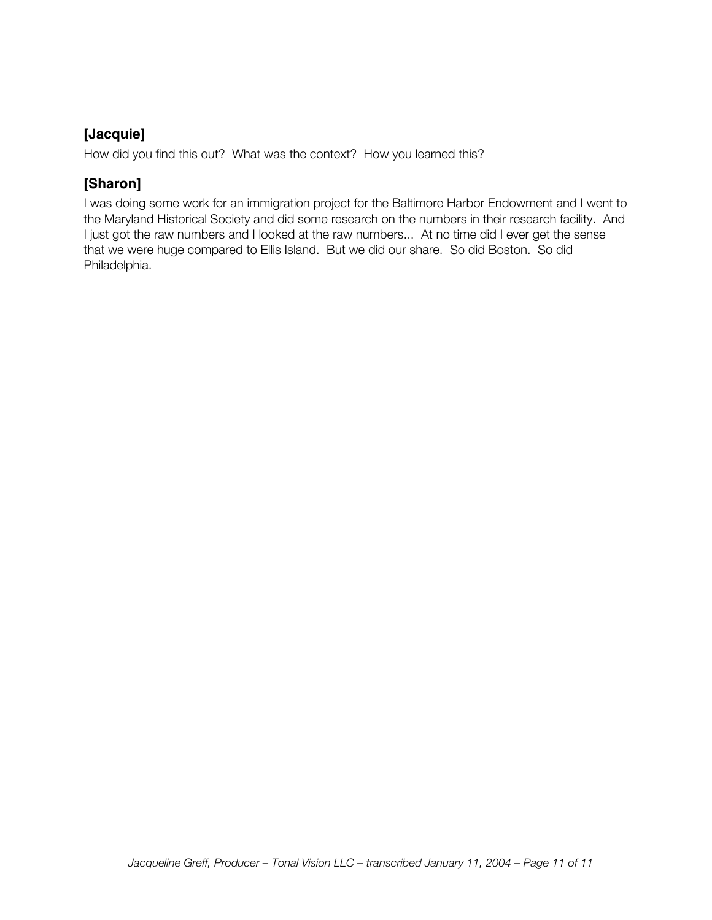### [Jacquie]

How did you find this out? What was the context? How you learned this?

### [Sharon]

I was doing some work for an immigration project for the Baltimore Harbor Endowment and I went to the Maryland Historical Society and did some research on the numbers in their research facility. And I just got the raw numbers and I looked at the raw numbers... At no time did I ever get the sense that we were huge compared to Ellis Island. But we did our share. So did Boston. So did Philadelphia.